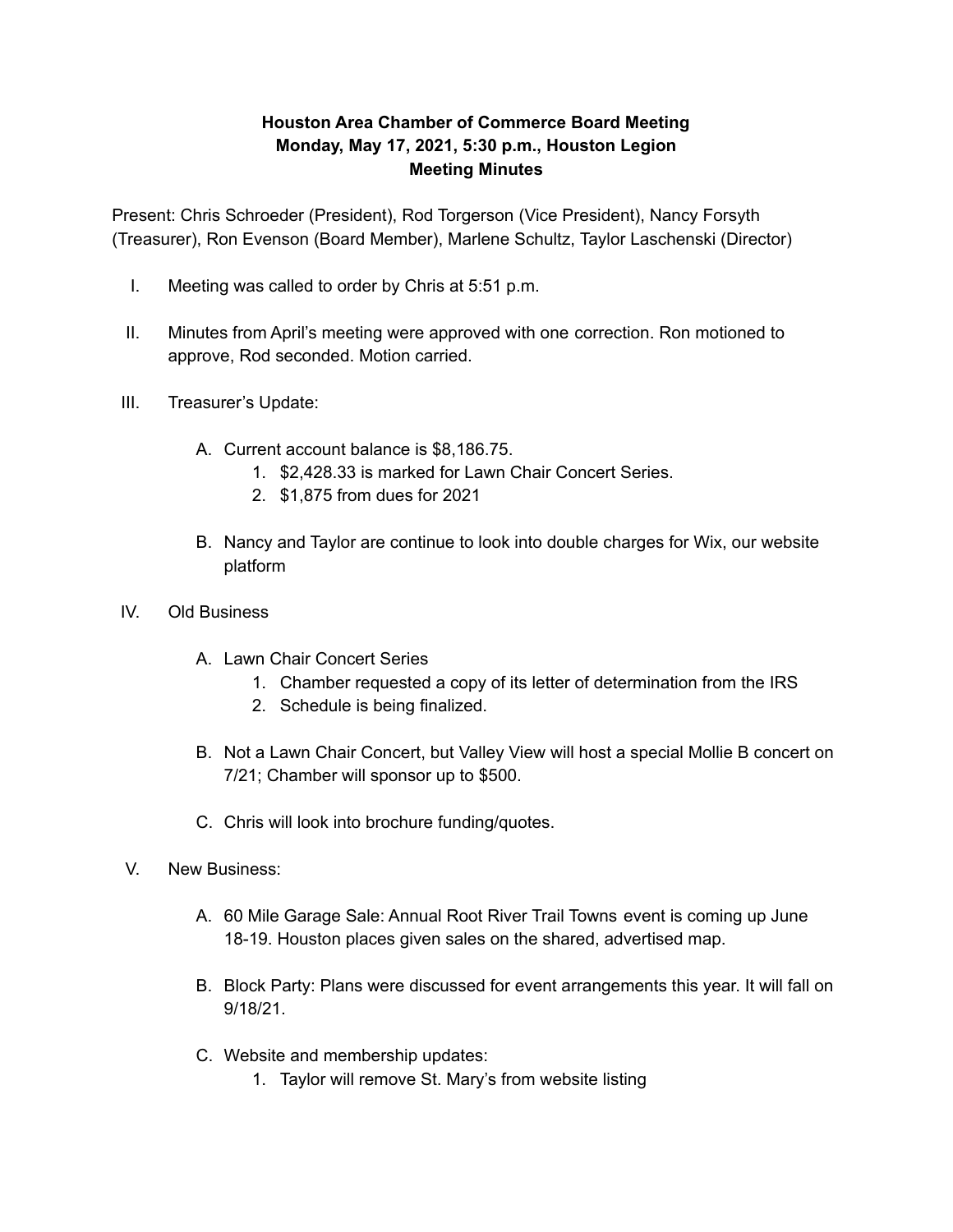**Houston Area Chamber of Commerce Board Meeting**
**Monday, May 17, 2021, 5:30 p.m., Houston Legion**
**Meeting Minutes**

Present: Chris Schroeder (President), Rod Torgerson (Vice President), Nancy Forsyth (Treasurer), Ron Evenson (Board Member), Marlene Schultz, Taylor Laschenski (Director)

I. Meeting was called to order by Chris at 5:51 p.m.

II. Minutes from April's meeting were approved with one correction. Ron motioned to approve, Rod seconded. Motion carried.

III. Treasurer's Update:

   A. Current account balance is $8,186.75.
      1. $2,428.33 is marked for Lawn Chair Concert Series.
      2. $1,875 from dues for 2021

   B. Nancy and Taylor are continue to look into double charges for Wix, our website platform

IV. Old Business

   A. Lawn Chair Concert Series
      1. Chamber requested a copy of its letter of determination from the IRS
      2. Schedule is being finalized.

   B. Not a Lawn Chair Concert, but Valley View will host a special Mollie B concert on 7/21; Chamber will sponsor up to $500.

   C. Chris will look into brochure funding/quotes.

V. New Business:

   A. 60 Mile Garage Sale: Annual Root River Trail Towns event is coming up June 18-19. Houston places given sales on the shared, advertised map.

   B. Block Party: Plans were discussed for event arrangements this year. It will fall on 9/18/21.

   C. Website and membership updates:
      1. Taylor will remove St. Mary's from website listing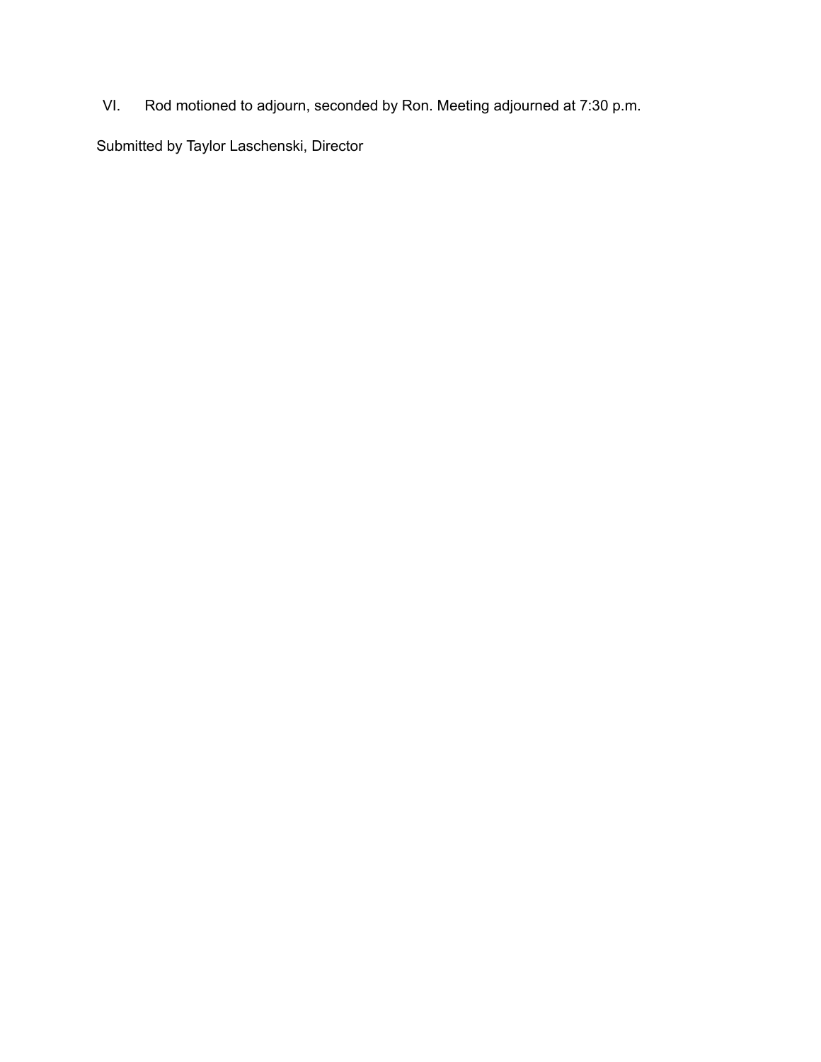VI. Rod motioned to adjourn, seconded by Ron. Meeting adjourned at 7:30 p.m.

Submitted by Taylor Laschenski, Director